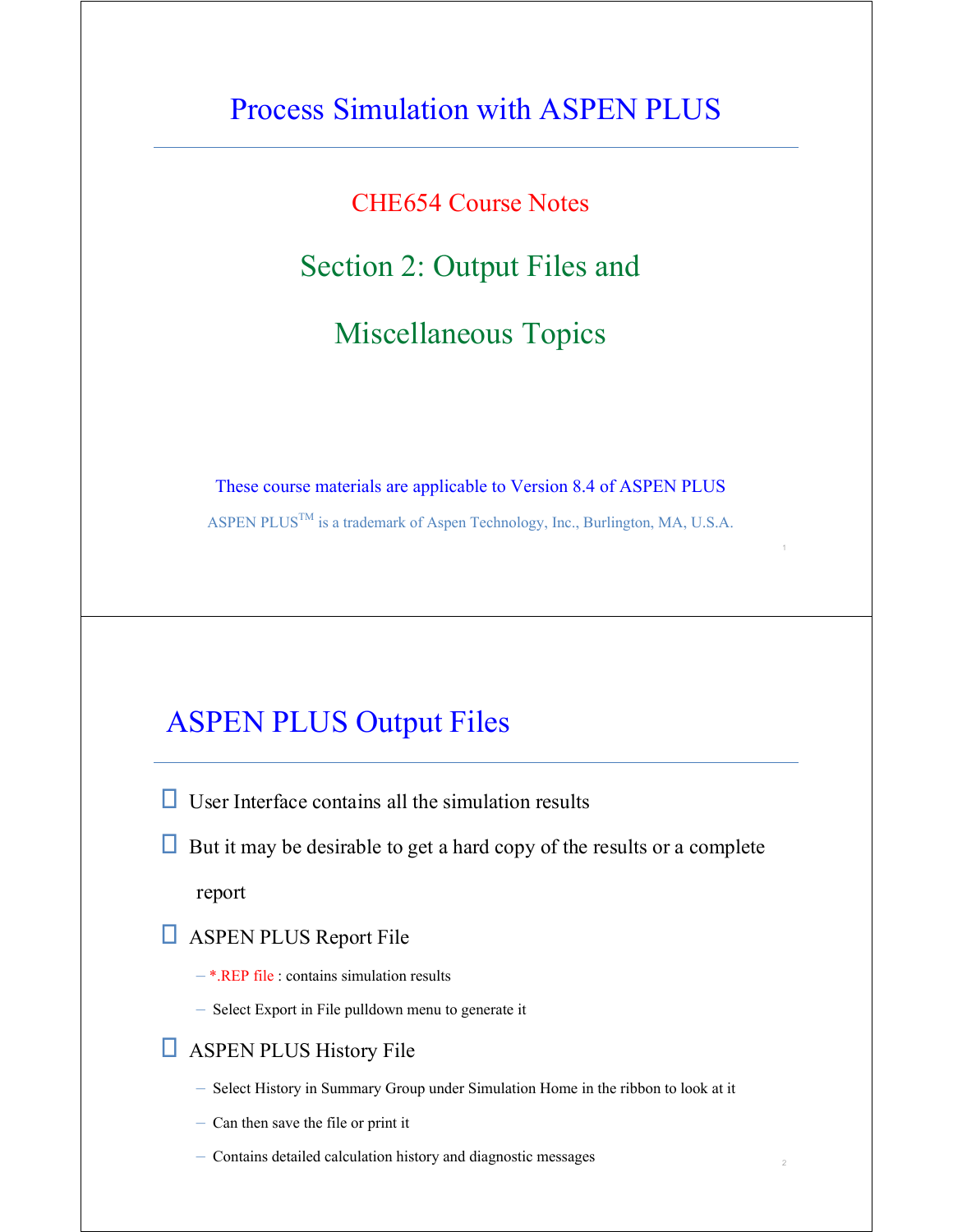# Process Simulation with ASPEN PLUS

CHE654 Course Notes

## Section 2: Output Files and Miscellaneous Topics

These course materials are applicable to Version 8.4 of ASPEN PLUS

ASPEN PLUS™ is a trademark of Aspen Technology, Inc., Burlington, MA, U.S.A.

## ASPEN PLUS Output Files

- User Interface contains all the simulation results
- But it may be desirable to get a hard copy of the results or a complete report
- ASPEN PLUS Report File
  - *.REP file : contains simulation results
  - Select Export in File pulldown menu to generate it
- ASPEN PLUS History File
  - Select History in Summary Group under Simulation Home in the ribbon to look at it
  - Can then save the file or print it
  - Contains detailed calculation history and diagnostic messages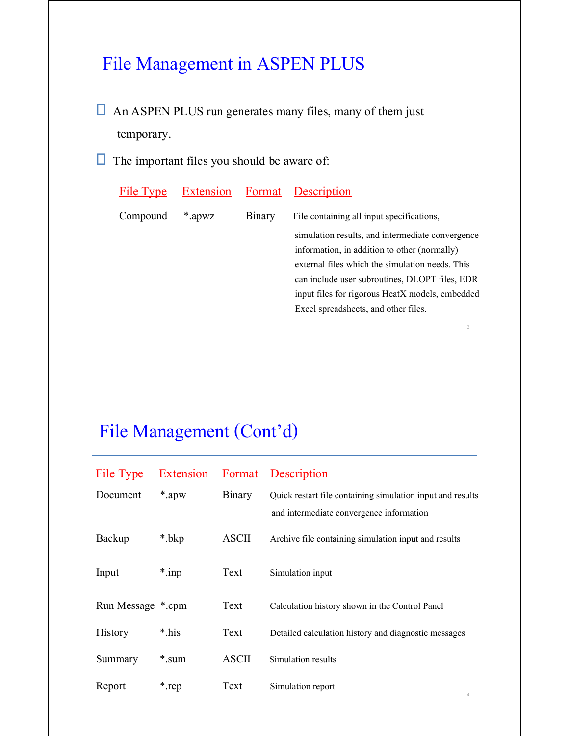# File Management in ASPEN PLUS

- An ASPEN PLUS run generates many files, many of them just temporary.
- The important files you should be aware of:

| File Type | Extension | Format | Description |
|---|---|---|---|
| Compound | *.apwz | Binary | File containing all input specifications, simulation results, and intermediate convergence information, in addition to other (normally) external files which the simulation needs. This can include user subroutines, DLOPT files, EDR input files for rigorous HeatX models, embedded Excel spreadsheets, and other files. |

# File Management (Cont'd)

| File Type | Extension | Format | Description |
|---|---|---|---|
| Document | *.apw | Binary | Quick restart file containing simulation input and results and intermediate convergence information |
| Backup | *.bkp | ASCII | Archive file containing simulation input and results |
| Input | *.inp | Text | Simulation input |
| Run Message | *.cpm | Text | Calculation history shown in the Control Panel |
| History | *.his | Text | Detailed calculation history and diagnostic messages |
| Summary | *.sum | ASCII | Simulation results |
| Report | *.rep | Text | Simulation report |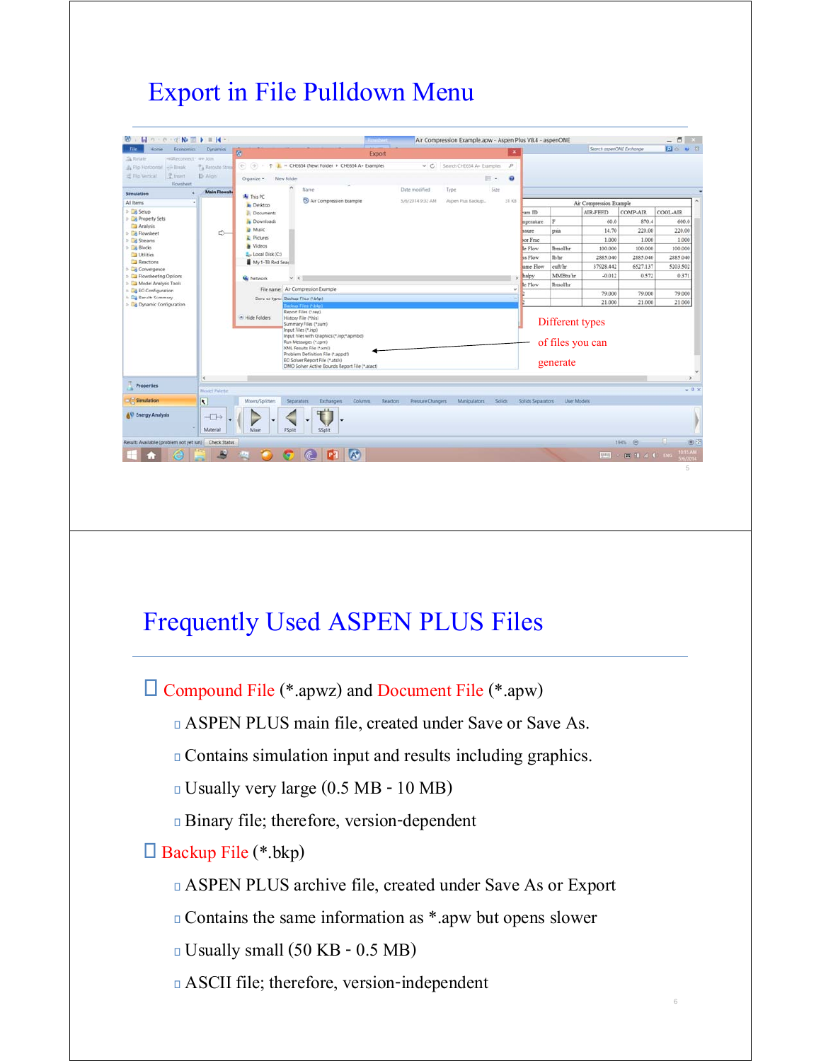# Export in File Pulldown Menu

Different types of files you can generate

# Frequently Used ASPEN PLUS Files

- Compound File (*.apwz) and Document File (*.apw)
  - ASPEN PLUS main file, created under Save or Save As.
  - Contains simulation input and results including graphics.
  - Usually very large (0.5 MB - 10 MB)
  - Binary file; therefore, version-dependent
- Backup File (*.bkp)
  - ASPEN PLUS archive file, created under Save As or Export
  - Contains the same information as *.apw but opens slower
  - Usually small (50 KB - 0.5 MB)
  - ASCII file; therefore, version-independent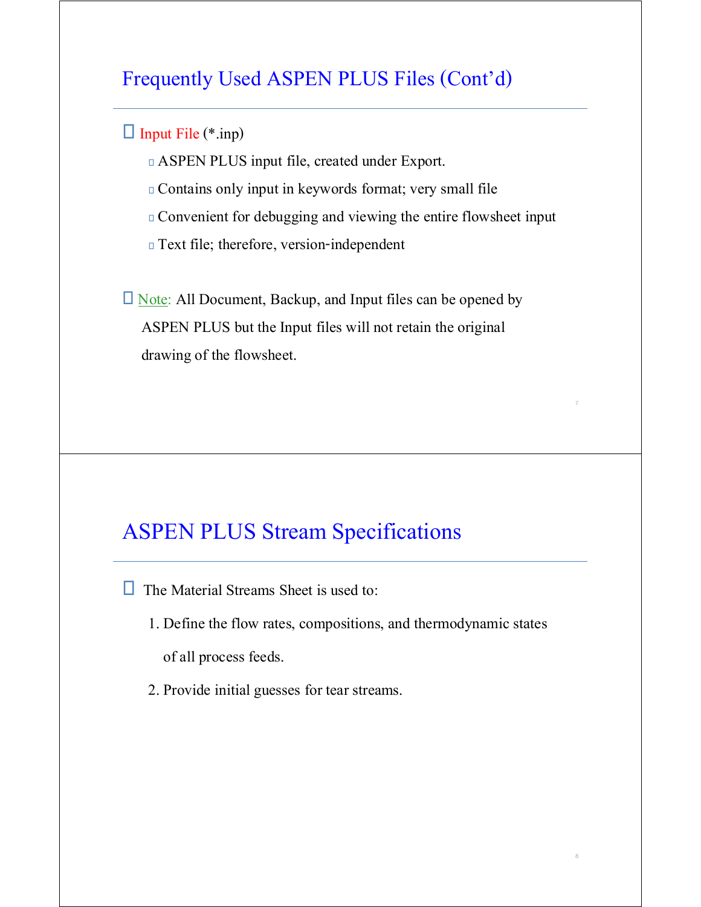## Frequently Used ASPEN PLUS Files (Cont'd)

- Input File (*.inp)
  - ASPEN PLUS input file, created under Export.
  - Contains only input in keywords format; very small file
  - Convenient for debugging and viewing the entire flowsheet input
  - Text file; therefore, version-independent

- Note: All Document, Backup, and Input files can be opened by ASPEN PLUS but the Input files will not retain the original drawing of the flowsheet.

## ASPEN PLUS Stream Specifications

- The Material Streams Sheet is used to:
  1. Define the flow rates, compositions, and thermodynamic states of all process feeds.
  2. Provide initial guesses for tear streams.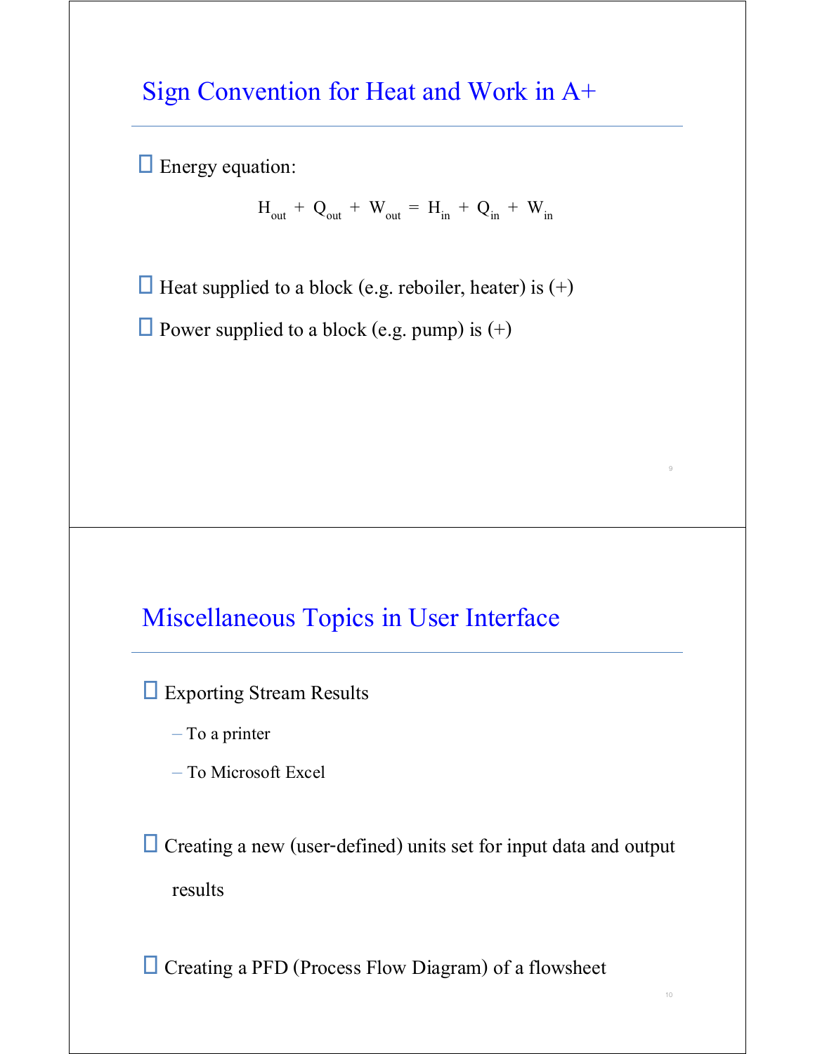## Sign Convention for Heat and Work in A+

- Energy equation:

$$H_{out} + Q_{out} + W_{out} = H_{in} + Q_{in} + W_{in}$$

- Heat supplied to a block (e.g. reboiler, heater) is (+)
- Power supplied to a block (e.g. pump) is (+)

## Miscellaneous Topics in User Interface

- Exporting Stream Results
  - To a printer
  - To Microsoft Excel
- Creating a new (user-defined) units set for input data and output results
- Creating a PFD (Process Flow Diagram) of a flowsheet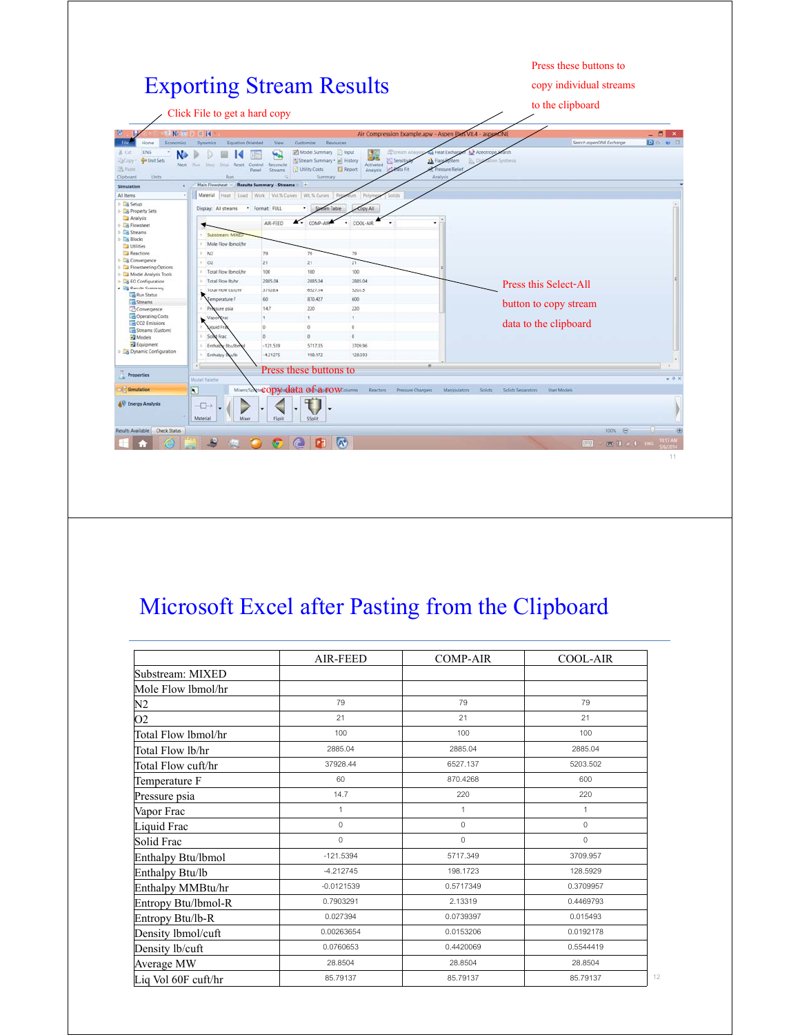# Exporting Stream Results

Click File to get a hard copy

Press these buttons to copy individual streams to the clipboard

Press this Select-All button to copy stream data to the clipboard

Press these buttons to copy data of a row

# Microsoft Excel after Pasting from the Clipboard

| | AIR-FEED | COMP-AIR | COOL-AIR |
|---|---|---|---|
| Substream: MIXED | | | |
| Mole Flow lbmol/hr | | | |
| N2 | 79 | 79 | 79 |
| O2 | 21 | 21 | 21 |
| Total Flow lbmol/hr | 100 | 100 | 100 |
| Total Flow lb/hr | 2885.04 | 2885.04 | 2885.04 |
| Total Flow cuft/hr | 37928.44 | 6527.137 | 5203.502 |
| Temperature F | 60 | 870.4268 | 600 |
| Pressure psia | 14.7 | 220 | 220 |
| Vapor Frac | 1 | 1 | 1 |
| Liquid Frac | 0 | 0 | 0 |
| Solid Frac | 0 | 0 | 0 |
| Enthalpy Btu/lbmol | -121.5394 | 5717.349 | 3709.957 |
| Enthalpy Btu/lb | -4.212745 | 198.1723 | 128.5929 |
| Enthalpy MMBtu/hr | -0.0121539 | 0.5717349 | 0.3709957 |
| Entropy Btu/lbmol-R | 0.7903291 | 2.13319 | 0.4469793 |
| Entropy Btu/lb-R | 0.027394 | 0.0739397 | 0.015493 |
| Density lbmol/cuft | 0.00263654 | 0.0153206 | 0.0192178 |
| Density lb/cuft | 0.0760653 | 0.4420069 | 0.5544419 |
| Average MW | 28.8504 | 28.8504 | 28.8504 |
| Liq Vol 60F cuft/hr | 85.79137 | 85.79137 | 85.79137 |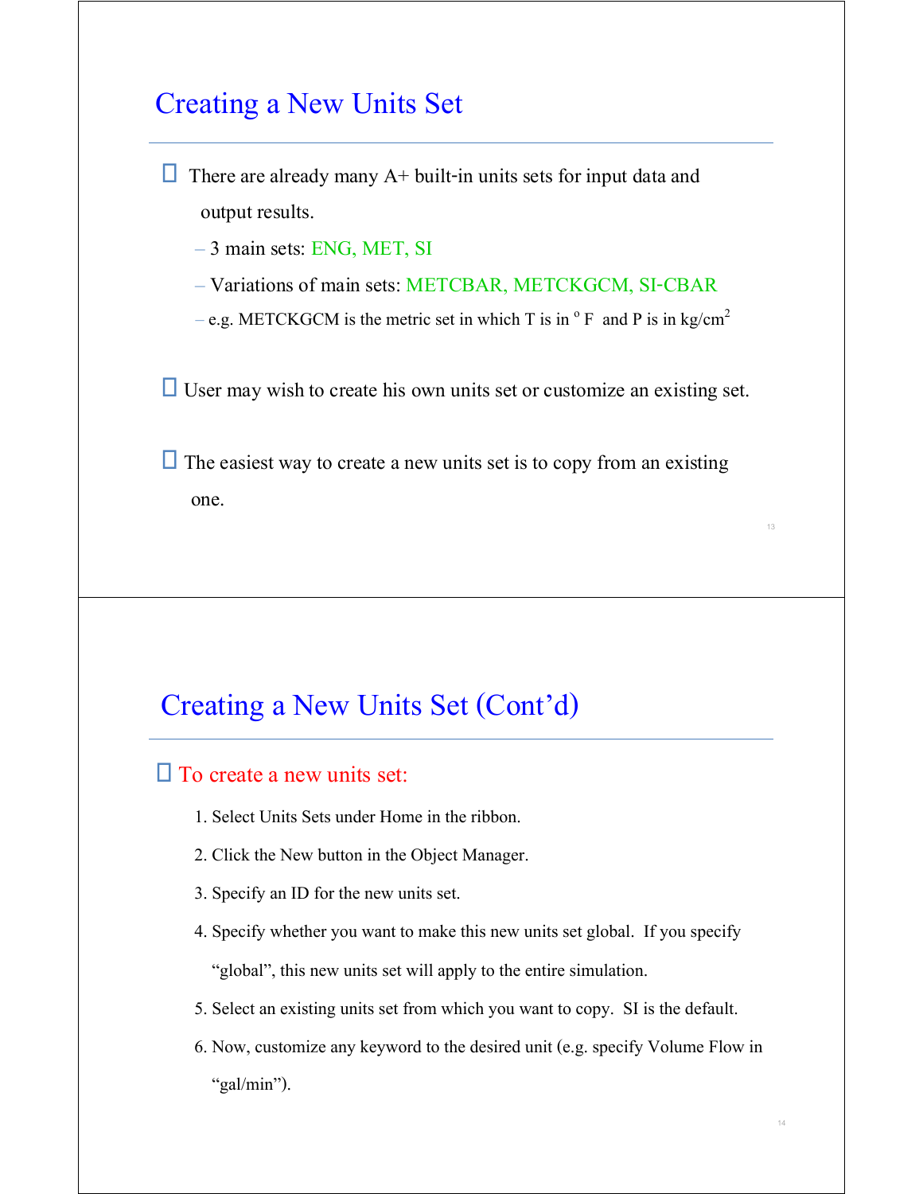## Creating a New Units Set

- There are already many A+ built-in units sets for input data and output results.
  - 3 main sets: ENG, MET, SI
  - Variations of main sets: METCBAR, METCKGCM, SI-CBAR
  - e.g. METCKGCM is the metric set in which T is in $^{o}$ F and P is in kg/cm$^2$

- User may wish to create his own units set or customize an existing set.

- The easiest way to create a new units set is to copy from an existing one.

## Creating a New Units Set (Cont'd)

- To create a new units set:
  1. Select Units Sets under Home in the ribbon.
  2. Click the New button in the Object Manager.
  3. Specify an ID for the new units set.
  4. Specify whether you want to make this new units set global. If you specify "global", this new units set will apply to the entire simulation.
  5. Select an existing units set from which you want to copy. SI is the default.
  6. Now, customize any keyword to the desired unit (e.g. specify Volume Flow in "gal/min").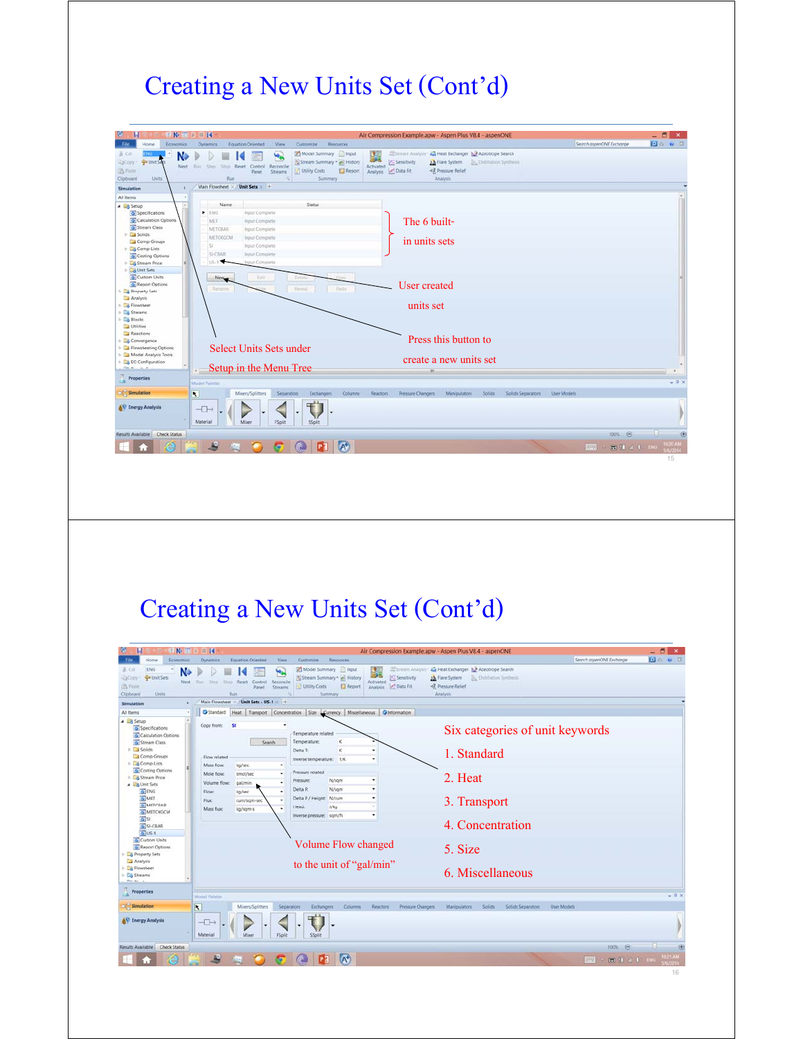# Creating a New Units Set (Cont'd)

The 6 built-in units sets

User created units set

Press this button to create a new units set

Select Units Sets under Setup in the Menu Tree

# Creating a New Units Set (Cont'd)

Six categories of unit keywords

1. Standard
2. Heat
3. Transport
4. Concentration
5. Size
6. Miscellaneous

Volume Flow changed to the unit of "gal/min"